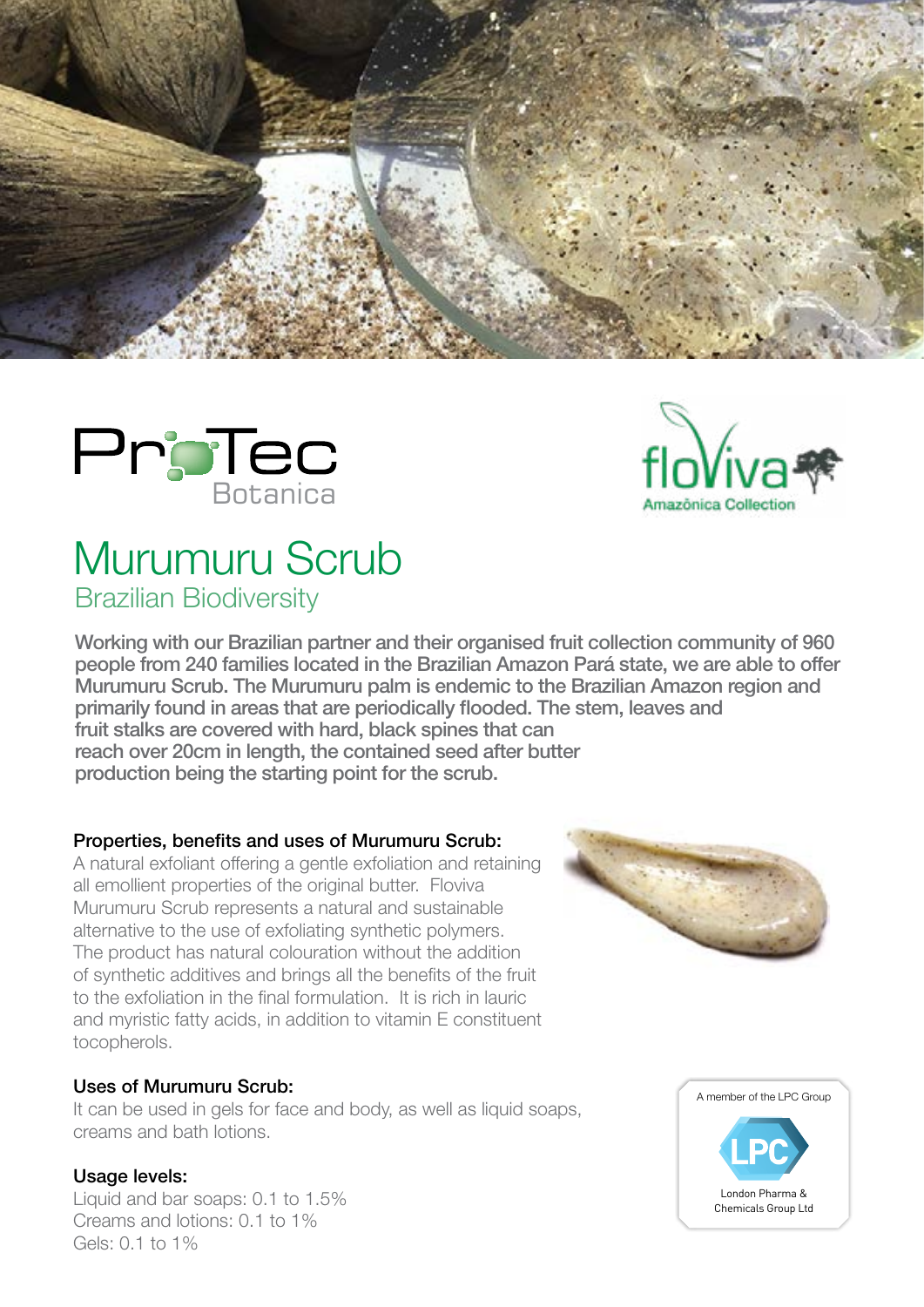ProTec Botanica

floViva Amazônica Collection

# Murumuru Scrub

## Brazilian Biodiversity

**Working with our Brazilian partner and their organised fruit collection community of 960 people from 240 families located in the Brazilian Amazon Pará state, we are able to offer Murumuru Scrub. The Murumuru palm is endemic to the Brazilian Amazon region and primarily found in areas that are periodically flooded. The stem, leaves and fruit stalks are covered with hard, black spines that can reach over 20cm in length, the contained seed after butter production being the starting point for the scrub.**

### Properties, benefits and uses of Murumuru Scrub:

A natural exfoliant offering a gentle exfoliation and retaining all emollient properties of the original butter. Floviva Murumuru Scrub represents a natural and sustainable alternative to the use of exfoliating synthetic polymers. The product has natural colouration without the addition of synthetic additives and brings all the benefits of the fruit to the exfoliation in the final formulation. It is rich in lauric and myristic fatty acids, in addition to vitamin E constituent tocopherols.

### Uses of Murumuru Scrub:

It can be used in gels for face and body, as well as liquid soaps, creams and bath lotions.

### Usage levels:

Liquid and bar soaps: 0.1 to 1.5%
Creams and lotions: 0.1 to 1%
Gels: 0.1 to 1%

A member of the LPC Group

LPC

London Pharma & Chemicals Group Ltd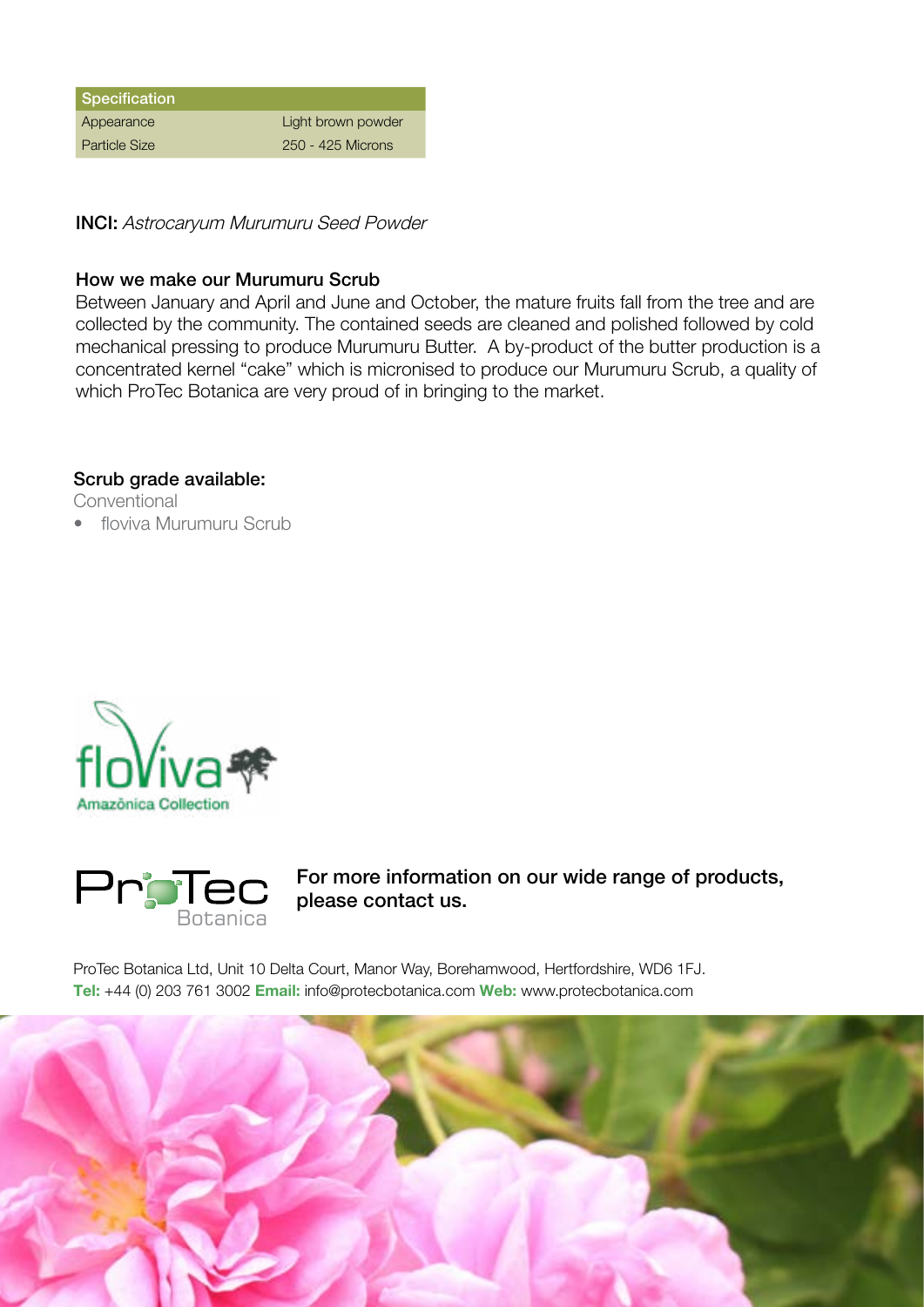| Specification | |
|---|---|
| Appearance | Light brown powder |
| Particle Size | 250 - 425 Microns |

**INCI:** *Astrocaryum Murumuru Seed Powder*

### How we make our Murumuru Scrub

Between January and April and June and October, the mature fruits fall from the tree and are collected by the community. The contained seeds are cleaned and polished followed by cold mechanical pressing to produce Murumuru Butter. A by-product of the butter production is a concentrated kernel "cake" which is micronised to produce our Murumuru Scrub, a quality of which ProTec Botanica are very proud of in bringing to the market.

### Scrub grade available:

Conventional

- floviva Murumuru Scrub

floViva
Amazônica Collection

ProTec Botanica

**For more information on our wide range of products, please contact us.**

ProTec Botanica Ltd, Unit 10 Delta Court, Manor Way, Borehamwood, Hertfordshire, WD6 1FJ.
**Tel:** +44 (0) 203 761 3002 **Email:** info@protecbotanica.com **Web:** www.protecbotanica.com